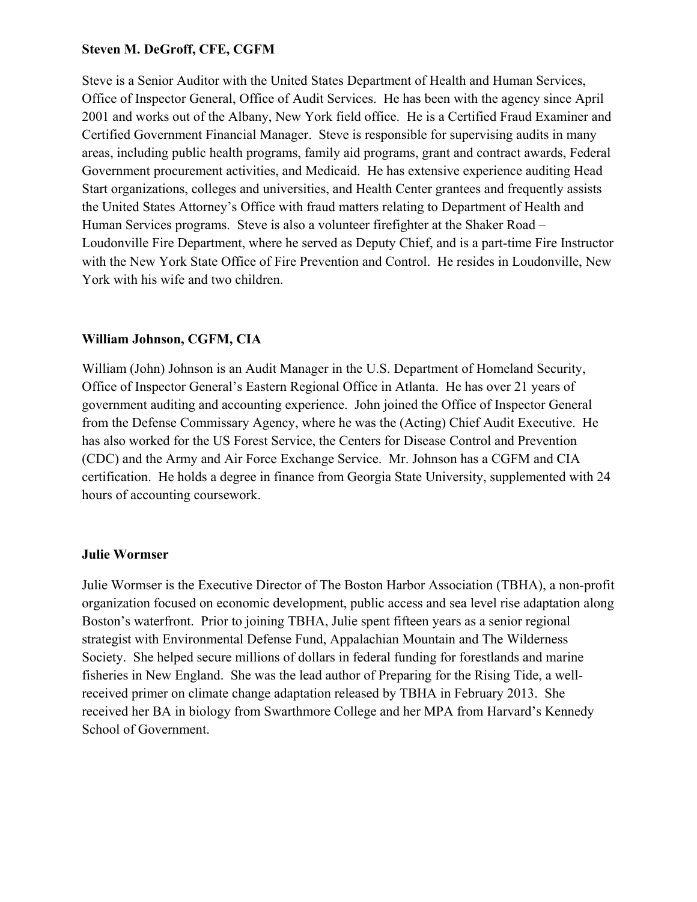**Steven M. DeGroff, CFE, CGFM**

Steve is a Senior Auditor with the United States Department of Health and Human Services, Office of Inspector General, Office of Audit Services. He has been with the agency since April 2001 and works out of the Albany, New York field office. He is a Certified Fraud Examiner and Certified Government Financial Manager. Steve is responsible for supervising audits in many areas, including public health programs, family aid programs, grant and contract awards, Federal Government procurement activities, and Medicaid. He has extensive experience auditing Head Start organizations, colleges and universities, and Health Center grantees and frequently assists the United States Attorney's Office with fraud matters relating to Department of Health and Human Services programs. Steve is also a volunteer firefighter at the Shaker Road – Loudonville Fire Department, where he served as Deputy Chief, and is a part-time Fire Instructor with the New York State Office of Fire Prevention and Control. He resides in Loudonville, New York with his wife and two children.

**William Johnson, CGFM, CIA**

William (John) Johnson is an Audit Manager in the U.S. Department of Homeland Security, Office of Inspector General's Eastern Regional Office in Atlanta. He has over 21 years of government auditing and accounting experience. John joined the Office of Inspector General from the Defense Commissary Agency, where he was the (Acting) Chief Audit Executive. He has also worked for the US Forest Service, the Centers for Disease Control and Prevention (CDC) and the Army and Air Force Exchange Service. Mr. Johnson has a CGFM and CIA certification. He holds a degree in finance from Georgia State University, supplemented with 24 hours of accounting coursework.

**Julie Wormser**

Julie Wormser is the Executive Director of The Boston Harbor Association (TBHA), a non-profit organization focused on economic development, public access and sea level rise adaptation along Boston's waterfront. Prior to joining TBHA, Julie spent fifteen years as a senior regional strategist with Environmental Defense Fund, Appalachian Mountain and The Wilderness Society. She helped secure millions of dollars in federal funding for forestlands and marine fisheries in New England. She was the lead author of Preparing for the Rising Tide, a well-received primer on climate change adaptation released by TBHA in February 2013. She received her BA in biology from Swarthmore College and her MPA from Harvard's Kennedy School of Government.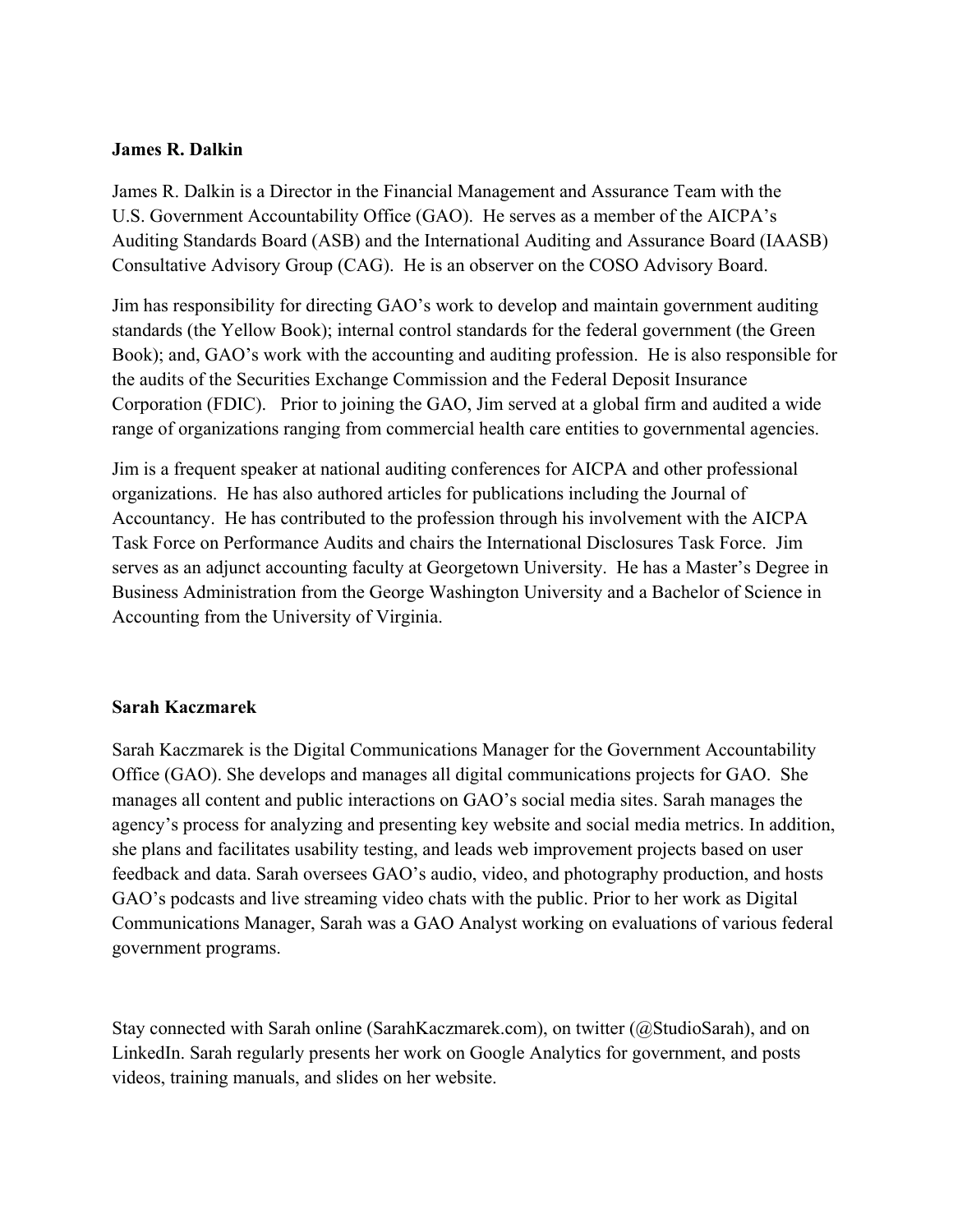**James R. Dalkin**

James R. Dalkin is a Director in the Financial Management and Assurance Team with the U.S. Government Accountability Office (GAO). He serves as a member of the AICPA's Auditing Standards Board (ASB) and the International Auditing and Assurance Board (IAASB) Consultative Advisory Group (CAG). He is an observer on the COSO Advisory Board.

Jim has responsibility for directing GAO's work to develop and maintain government auditing standards (the Yellow Book); internal control standards for the federal government (the Green Book); and, GAO's work with the accounting and auditing profession. He is also responsible for the audits of the Securities Exchange Commission and the Federal Deposit Insurance Corporation (FDIC). Prior to joining the GAO, Jim served at a global firm and audited a wide range of organizations ranging from commercial health care entities to governmental agencies.

Jim is a frequent speaker at national auditing conferences for AICPA and other professional organizations. He has also authored articles for publications including the Journal of Accountancy. He has contributed to the profession through his involvement with the AICPA Task Force on Performance Audits and chairs the International Disclosures Task Force. Jim serves as an adjunct accounting faculty at Georgetown University. He has a Master's Degree in Business Administration from the George Washington University and a Bachelor of Science in Accounting from the University of Virginia.

**Sarah Kaczmarek**

Sarah Kaczmarek is the Digital Communications Manager for the Government Accountability Office (GAO). She develops and manages all digital communications projects for GAO. She manages all content and public interactions on GAO's social media sites. Sarah manages the agency's process for analyzing and presenting key website and social media metrics. In addition, she plans and facilitates usability testing, and leads web improvement projects based on user feedback and data. Sarah oversees GAO's audio, video, and photography production, and hosts GAO's podcasts and live streaming video chats with the public. Prior to her work as Digital Communications Manager, Sarah was a GAO Analyst working on evaluations of various federal government programs.

Stay connected with Sarah online (SarahKaczmarek.com), on twitter (@StudioSarah), and on LinkedIn. Sarah regularly presents her work on Google Analytics for government, and posts videos, training manuals, and slides on her website.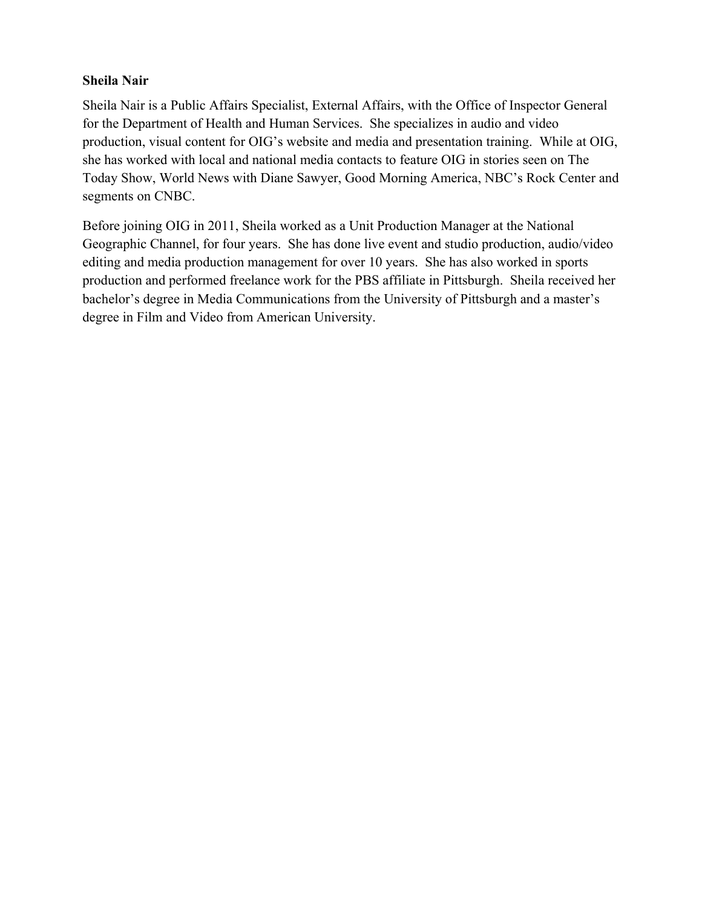**Sheila Nair**

Sheila Nair is a Public Affairs Specialist, External Affairs, with the Office of Inspector General for the Department of Health and Human Services. She specializes in audio and video production, visual content for OIG's website and media and presentation training. While at OIG, she has worked with local and national media contacts to feature OIG in stories seen on The Today Show, World News with Diane Sawyer, Good Morning America, NBC's Rock Center and segments on CNBC.

Before joining OIG in 2011, Sheila worked as a Unit Production Manager at the National Geographic Channel, for four years. She has done live event and studio production, audio/video editing and media production management for over 10 years. She has also worked in sports production and performed freelance work for the PBS affiliate in Pittsburgh. Sheila received her bachelor's degree in Media Communications from the University of Pittsburgh and a master's degree in Film and Video from American University.